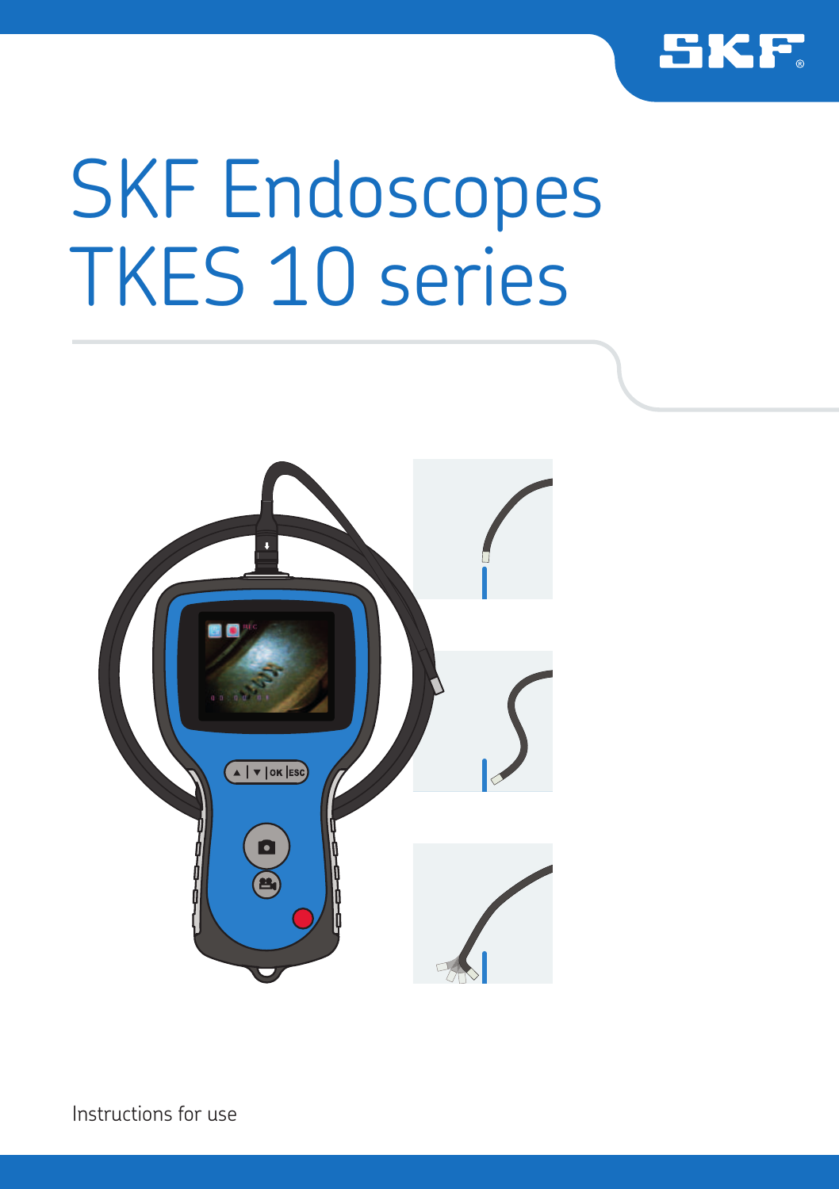# SKF Endoscopes TKES 10 series

Instructions for use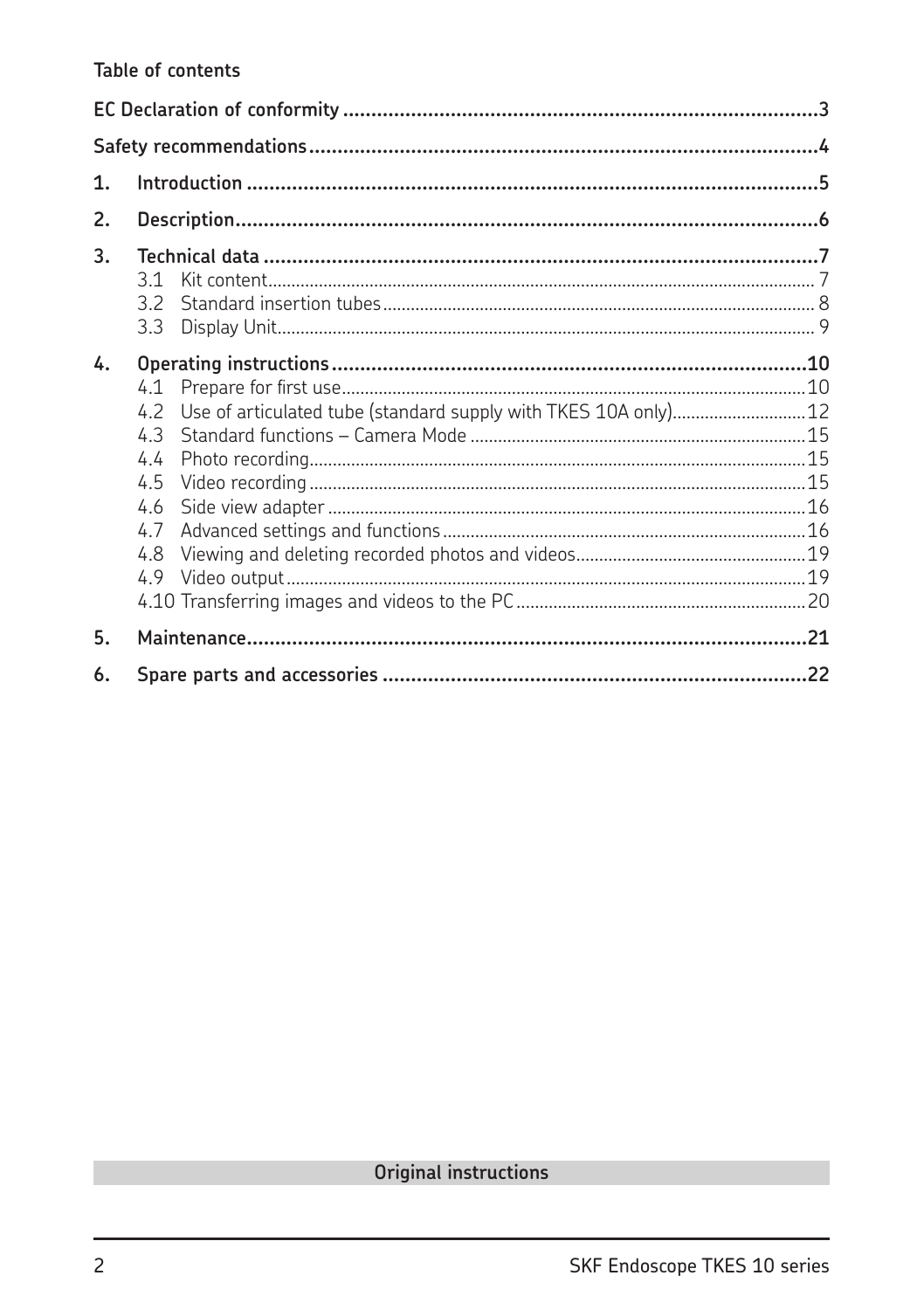## Table of contents

| | | |
|---|---|---|
| **EC Declaration of conformity** | | **3** |
| **Safety recommendations** | | **4** |
| **1.** | **Introduction** | **5** |
| **2.** | **Description** | **6** |
| **3.** | **Technical data** | **7** |
| | 3.1 Kit content | 7 |
| | 3.2 Standard insertion tubes | 8 |
| | 3.3 Display Unit | 9 |
| **4.** | **Operating instructions** | **10** |
| | 4.1 Prepare for first use | 10 |
| | 4.2 Use of articulated tube (standard supply with TKES 10A only) | 12 |
| | 4.3 Standard functions – Camera Mode | 15 |
| | 4.4 Photo recording | 15 |
| | 4.5 Video recording | 15 |
| | 4.6 Side view adapter | 16 |
| | 4.7 Advanced settings and functions | 16 |
| | 4.8 Viewing and deleting recorded photos and videos | 19 |
| | 4.9 Video output | 19 |
| | 4.10 Transferring images and videos to the PC | 20 |
| **5.** | **Maintenance** | **21** |
| **6.** | **Spare parts and accessories** | **22** |

**Original instructions**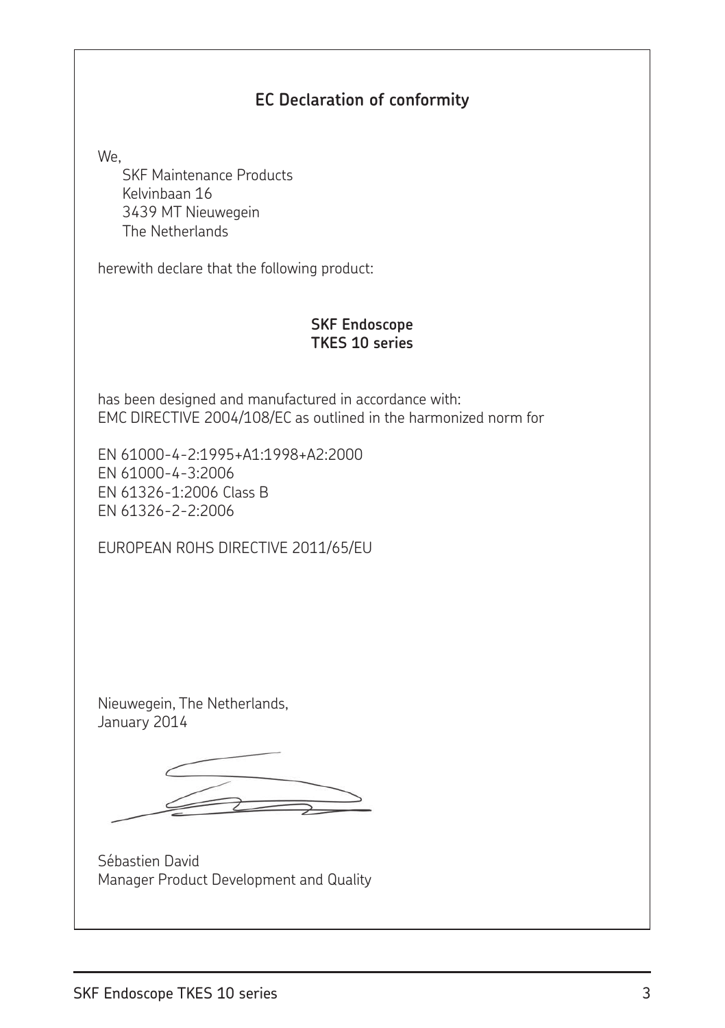## EC Declaration of conformity

We,

SKF Maintenance Products
Kelvinbaan 16
3439 MT Nieuwegein
The Netherlands

herewith declare that the following product:

**SKF Endoscope**
**TKES 10 series**

has been designed and manufactured in accordance with:
EMC DIRECTIVE 2004/108/EC as outlined in the harmonized norm for

EN 61000-4-2:1995+A1:1998+A2:2000
EN 61000-4-3:2006
EN 61326-1:2006 Class B
EN 61326-2-2:2006

EUROPEAN ROHS DIRECTIVE 2011/65/EU

Nieuwegein, The Netherlands,
January 2014

Sébastien David
Manager Product Development and Quality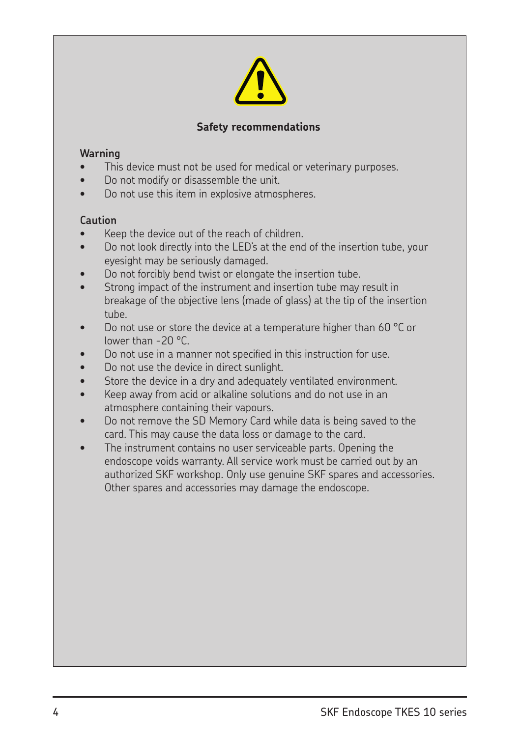## Safety recommendations

### Warning

- This device must not be used for medical or veterinary purposes.
- Do not modify or disassemble the unit.
- Do not use this item in explosive atmospheres.

### Caution

- Keep the device out of the reach of children.
- Do not look directly into the LED's at the end of the insertion tube, your eyesight may be seriously damaged.
- Do not forcibly bend twist or elongate the insertion tube.
- Strong impact of the instrument and insertion tube may result in breakage of the objective lens (made of glass) at the tip of the insertion tube.
- Do not use or store the device at a temperature higher than 60 °C or lower than -20 °C.
- Do not use in a manner not specified in this instruction for use.
- Do not use the device in direct sunlight.
- Store the device in a dry and adequately ventilated environment.
- Keep away from acid or alkaline solutions and do not use in an atmosphere containing their vapours.
- Do not remove the SD Memory Card while data is being saved to the card. This may cause the data loss or damage to the card.
- The instrument contains no user serviceable parts. Opening the endoscope voids warranty. All service work must be carried out by an authorized SKF workshop. Only use genuine SKF spares and accessories. Other spares and accessories may damage the endoscope.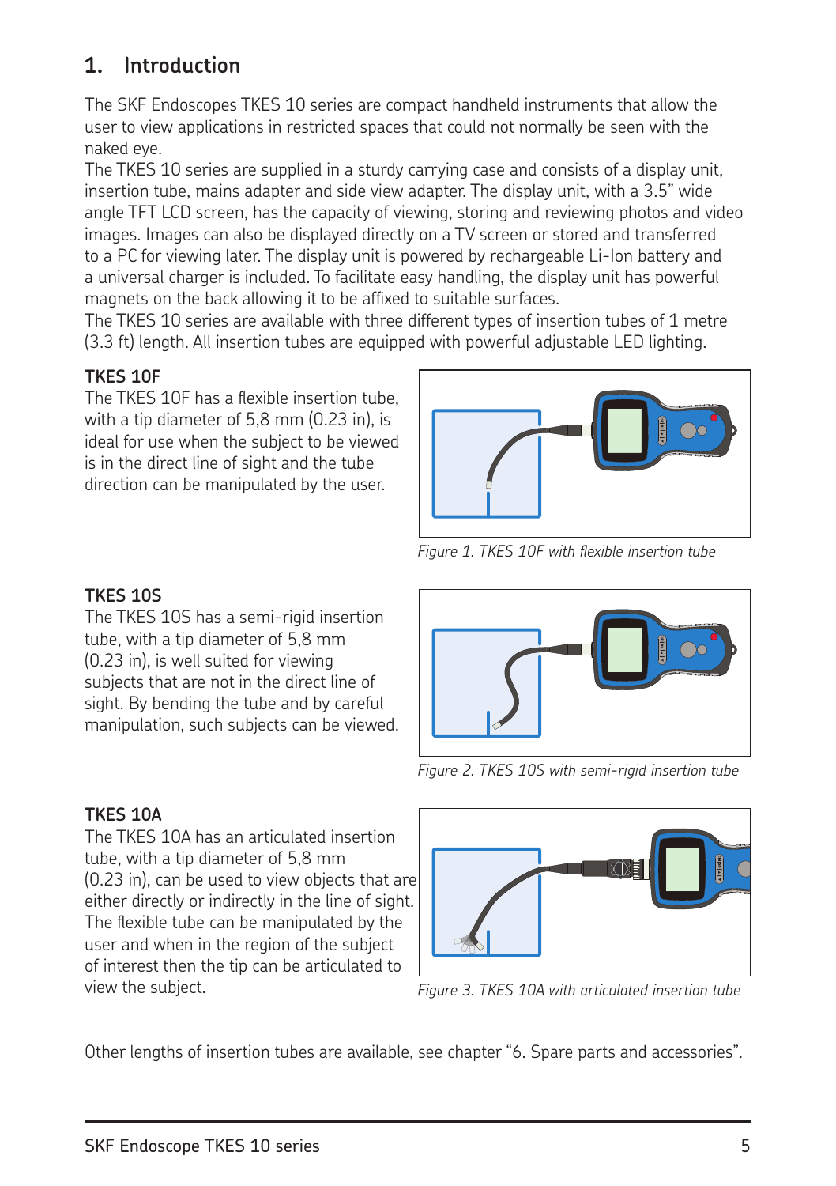# 1. Introduction

The SKF Endoscopes TKES 10 series are compact handheld instruments that allow the user to view applications in restricted spaces that could not normally be seen with the naked eye.
The TKES 10 series are supplied in a sturdy carrying case and consists of a display unit, insertion tube, mains adapter and side view adapter. The display unit, with a 3.5" wide angle TFT LCD screen, has the capacity of viewing, storing and reviewing photos and video images. Images can also be displayed directly on a TV screen or stored and transferred to a PC for viewing later. The display unit is powered by rechargeable Li-Ion battery and a universal charger is included. To facilitate easy handling, the display unit has powerful magnets on the back allowing it to be affixed to suitable surfaces.
The TKES 10 series are available with three different types of insertion tubes of 1 metre (3.3 ft) length. All insertion tubes are equipped with powerful adjustable LED lighting.

**TKES 10F**

The TKES 10F has a flexible insertion tube, with a tip diameter of 5,8 mm (0.23 in), is ideal for use when the subject to be viewed is in the direct line of sight and the tube direction can be manipulated by the user.

*Figure 1. TKES 10F with flexible insertion tube*

**TKES 10S**

The TKES 10S has a semi-rigid insertion tube, with a tip diameter of 5,8 mm (0.23 in), is well suited for viewing subjects that are not in the direct line of sight. By bending the tube and by careful manipulation, such subjects can be viewed.

*Figure 2. TKES 10S with semi-rigid insertion tube*

**TKES 10A**

The TKES 10A has an articulated insertion tube, with a tip diameter of 5,8 mm (0.23 in), can be used to view objects that are either directly or indirectly in the line of sight. The flexible tube can be manipulated by the user and when in the region of the subject of interest then the tip can be articulated to view the subject.

*Figure 3. TKES 10A with articulated insertion tube*

Other lengths of insertion tubes are available, see chapter "6. Spare parts and accessories".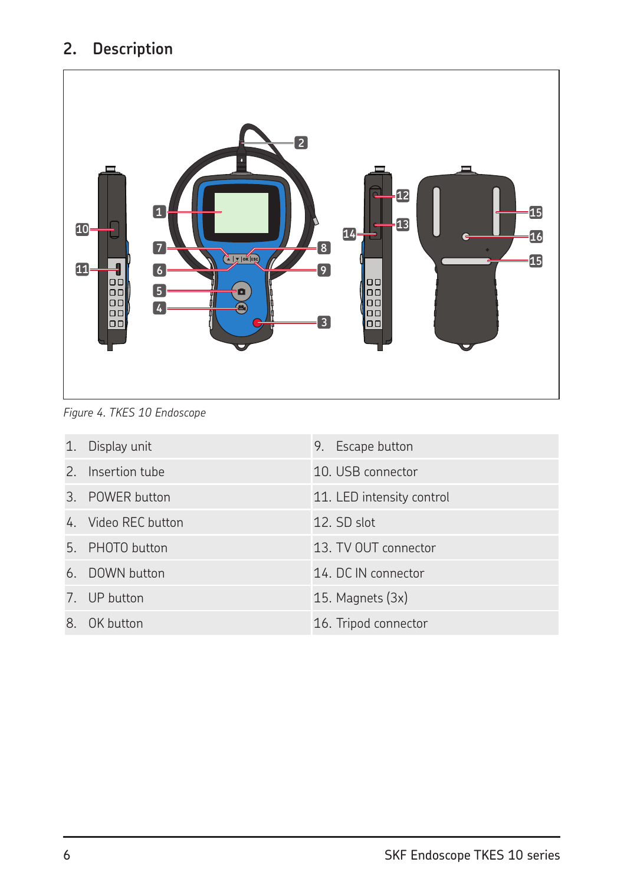## 2. Description

*Figure 4. TKES 10 Endoscope*

| | |
|---|---|
| 1. Display unit | 9. Escape button |
| 2. Insertion tube | 10. USB connector |
| 3. POWER button | 11. LED intensity control |
| 4. Video REC button | 12. SD slot |
| 5. PHOTO button | 13. TV OUT connector |
| 6. DOWN button | 14. DC IN connector |
| 7. UP button | 15. Magnets (3x) |
| 8. OK button | 16. Tripod connector |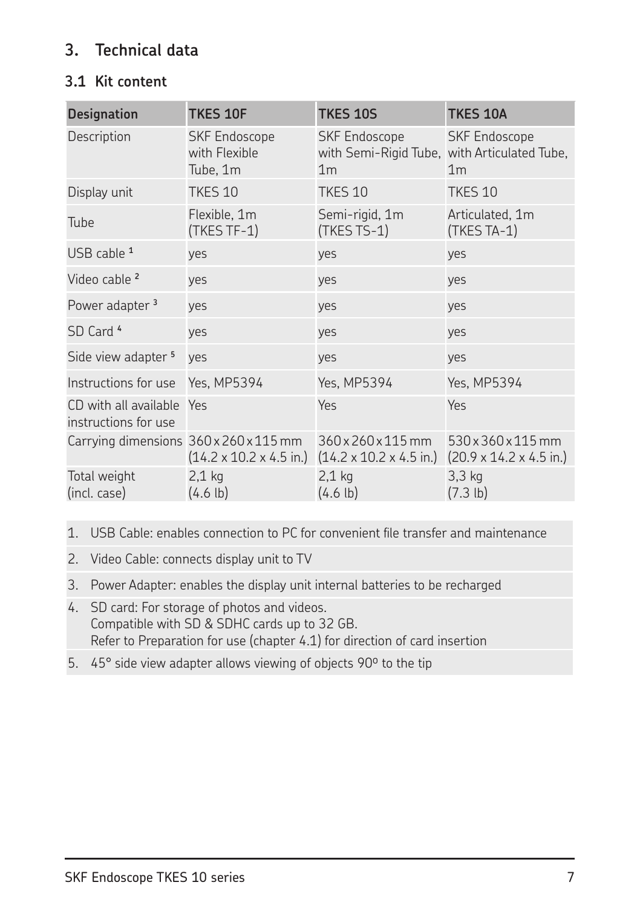## 3. Technical data

### 3.1 Kit content

| Designation | TKES 10F | TKES 10S | TKES 10A |
|---|---|---|---|
| Description | SKF Endoscope with Flexible Tube, 1m | SKF Endoscope with Semi-Rigid Tube, 1m | SKF Endoscope with Articulated Tube, 1m |
| Display unit | TKES 10 | TKES 10 | TKES 10 |
| Tube | Flexible, 1m (TKES TF-1) | Semi-rigid, 1m (TKES TS-1) | Articulated, 1m (TKES TA-1) |
| USB cable [1] | yes | yes | yes |
| Video cable [2] | yes | yes | yes |
| Power adapter [3] | yes | yes | yes |
| SD Card [4] | yes | yes | yes |
| Side view adapter [5] | yes | yes | yes |
| Instructions for use | Yes, MP5394 | Yes, MP5394 | Yes, MP5394 |
| CD with all available instructions for use | Yes | Yes | Yes |
| Carrying dimensions | 360 x 260 x 115 mm (14.2 x 10.2 x 4.5 in.) | 360 x 260 x 115 mm (14.2 x 10.2 x 4.5 in.) | 530 x 360 x 115 mm (20.9 x 14.2 x 4.5 in.) |
| Total weight (incl. case) | 2,1 kg (4.6 lb) | 2,1 kg (4.6 lb) | 3,3 kg (7.3 lb) |

1. USB Cable: enables connection to PC for convenient file transfer and maintenance
2. Video Cable: connects display unit to TV
3. Power Adapter: enables the display unit internal batteries to be recharged
4. SD card: For storage of photos and videos.
   Compatible with SD & SDHC cards up to 32 GB.
   Refer to Preparation for use (chapter 4.1) for direction of card insertion
5. 45° side view adapter allows viewing of objects 90º to the tip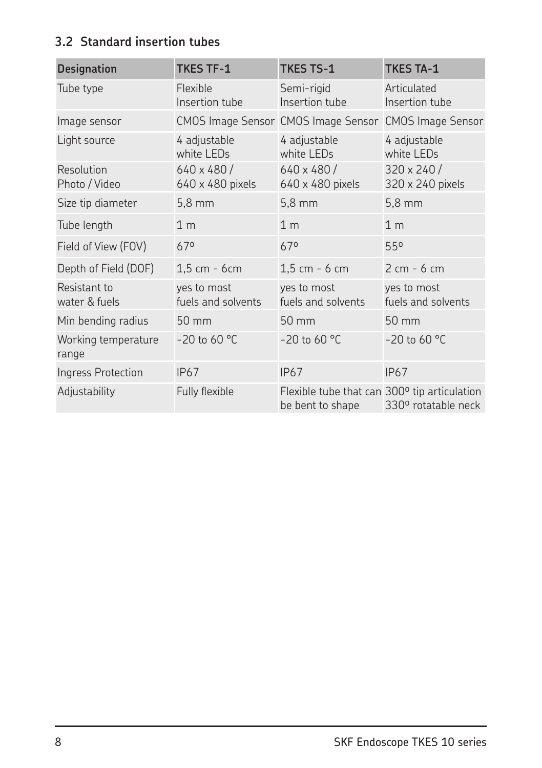## 3.2 Standard insertion tubes

| Designation | TKES TF-1 | TKES TS-1 | TKES TA-1 |
|---|---|---|---|
| Tube type | Flexible Insertion tube | Semi-rigid Insertion tube | Articulated Insertion tube |
| Image sensor | CMOS Image Sensor | CMOS Image Sensor | CMOS Image Sensor |
| Light source | 4 adjustable white LEDs | 4 adjustable white LEDs | 4 adjustable white LEDs |
| Resolution Photo / Video | 640 x 480 / 640 x 480 pixels | 640 x 480 / 640 x 480 pixels | 320 x 240 / 320 x 240 pixels |
| Size tip diameter | 5,8 mm | 5,8 mm | 5,8 mm |
| Tube length | 1 m | 1 m | 1 m |
| Field of View (FOV) | 67º | 67º | 55º |
| Depth of Field (DOF) | 1,5 cm - 6cm | 1,5 cm - 6 cm | 2 cm - 6 cm |
| Resistant to water & fuels | yes to most fuels and solvents | yes to most fuels and solvents | yes to most fuels and solvents |
| Min bending radius | 50 mm | 50 mm | 50 mm |
| Working temperature range | -20 to 60 °C | -20 to 60 °C | -20 to 60 °C |
| Ingress Protection | IP67 | IP67 | IP67 |
| Adjustability | Fully flexible | Flexible tube that can be bent to shape | 300º tip articulation 330º rotatable neck |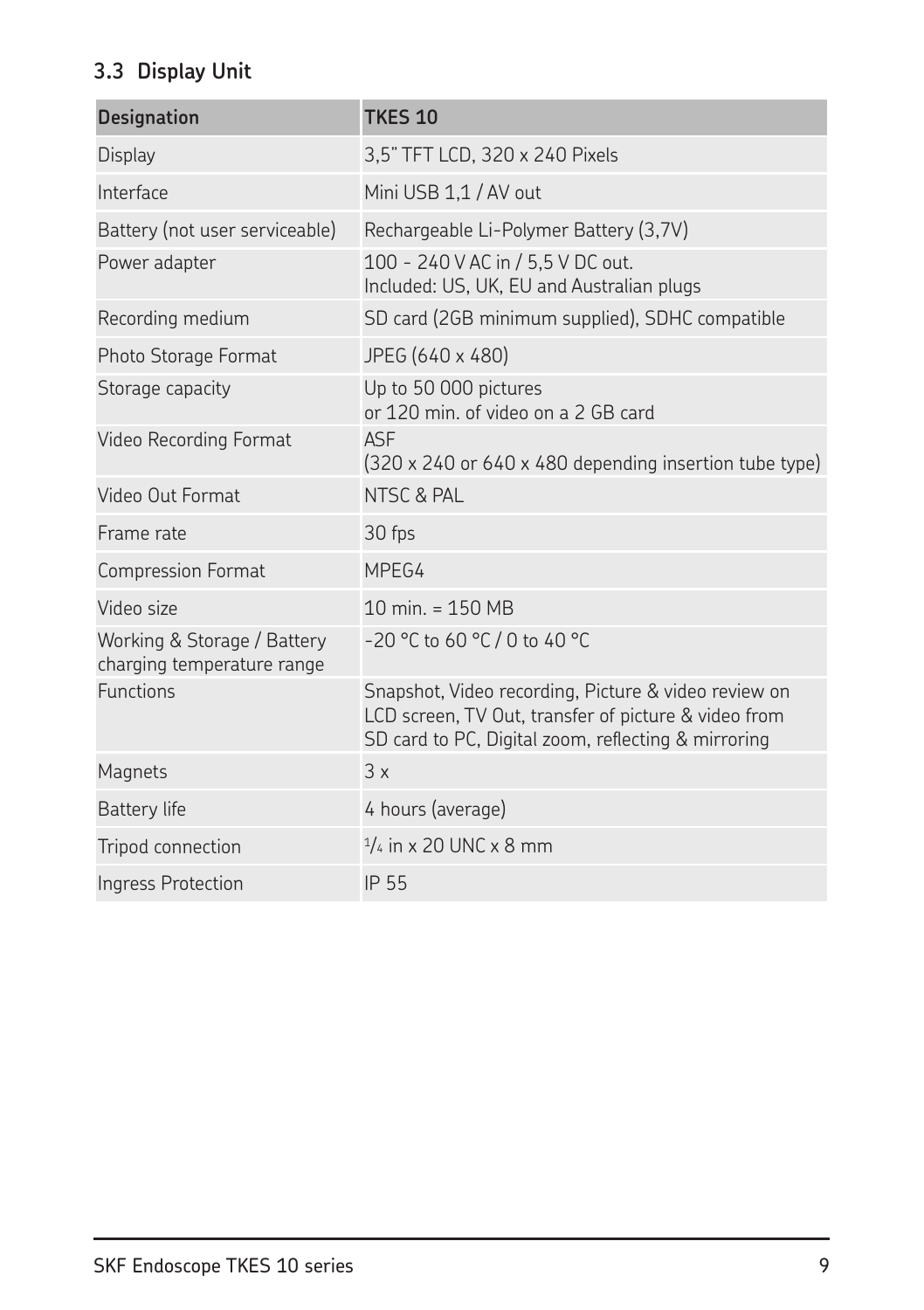### 3.3 Display Unit

| Designation | TKES 10 |
| --- | --- |
| Display | 3,5" TFT LCD, 320 x 240 Pixels |
| Interface | Mini USB 1,1 / AV out |
| Battery (not user serviceable) | Rechargeable Li-Polymer Battery (3,7V) |
| Power adapter | 100 - 240 V AC in / 5,5 V DC out.<br>Included: US, UK, EU and Australian plugs |
| Recording medium | SD card (2GB minimum supplied), SDHC compatible |
| Photo Storage Format | JPEG (640 x 480) |
| Storage capacity | Up to 50 000 pictures<br>or 120 min. of video on a 2 GB card |
| Video Recording Format | ASF<br>(320 x 240 or 640 x 480 depending insertion tube type) |
| Video Out Format | NTSC & PAL |
| Frame rate | 30 fps |
| Compression Format | MPEG4 |
| Video size | 10 min. = 150 MB |
| Working & Storage / Battery charging temperature range | -20 °C to 60 °C / 0 to 40 °C |
| Functions | Snapshot, Video recording, Picture & video review on LCD screen, TV Out, transfer of picture & video from SD card to PC, Digital zoom, reflecting & mirroring |
| Magnets | 3 x |
| Battery life | 4 hours (average) |
| Tripod connection | 1/4 in x 20 UNC x 8 mm |
| Ingress Protection | IP 55 |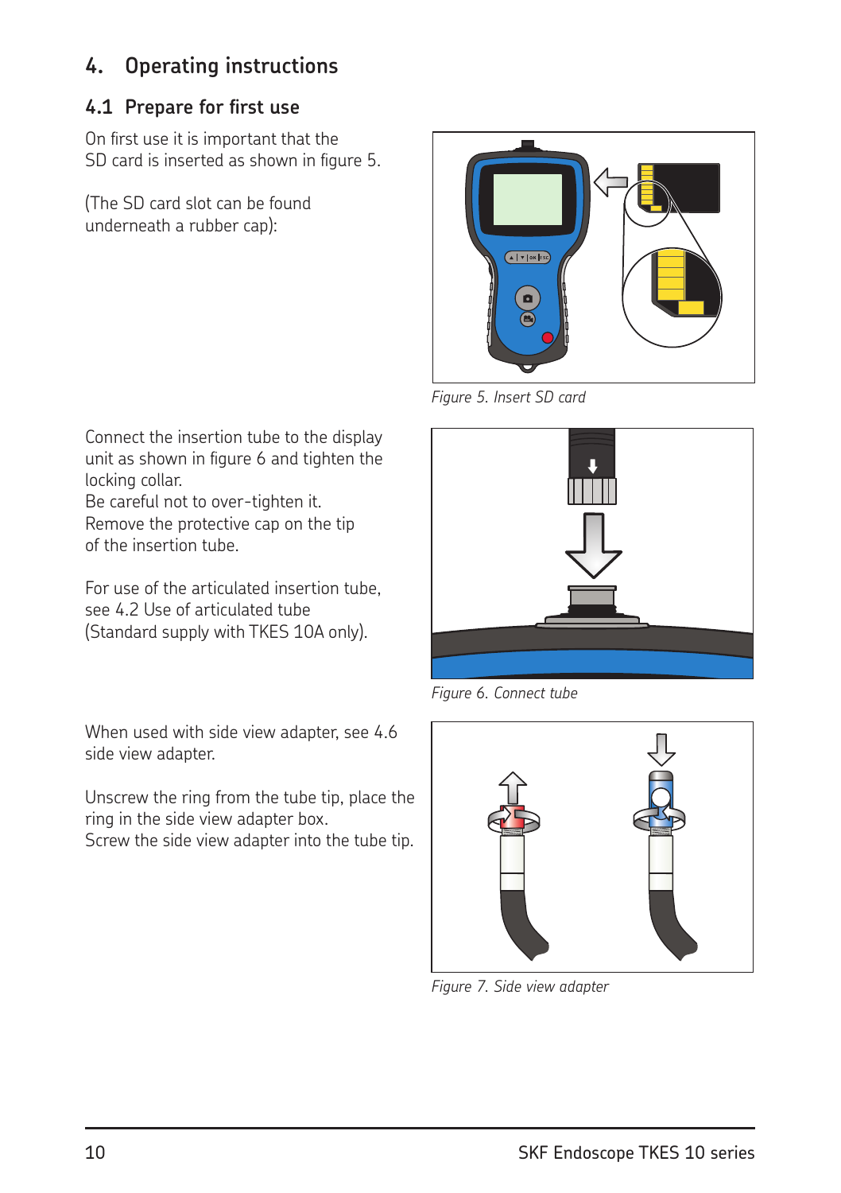# 4. Operating instructions

## 4.1 Prepare for first use

On first use it is important that the SD card is inserted as shown in figure 5.

(The SD card slot can be found underneath a rubber cap):

*Figure 5. Insert SD card*

Connect the insertion tube to the display unit as shown in figure 6 and tighten the locking collar.
Be careful not to over-tighten it.
Remove the protective cap on the tip of the insertion tube.

For use of the articulated insertion tube, see 4.2 Use of articulated tube (Standard supply with TKES 10A only).

*Figure 6. Connect tube*

When used with side view adapter, see 4.6 side view adapter.

Unscrew the ring from the tube tip, place the ring in the side view adapter box.
Screw the side view adapter into the tube tip.

*Figure 7. Side view adapter*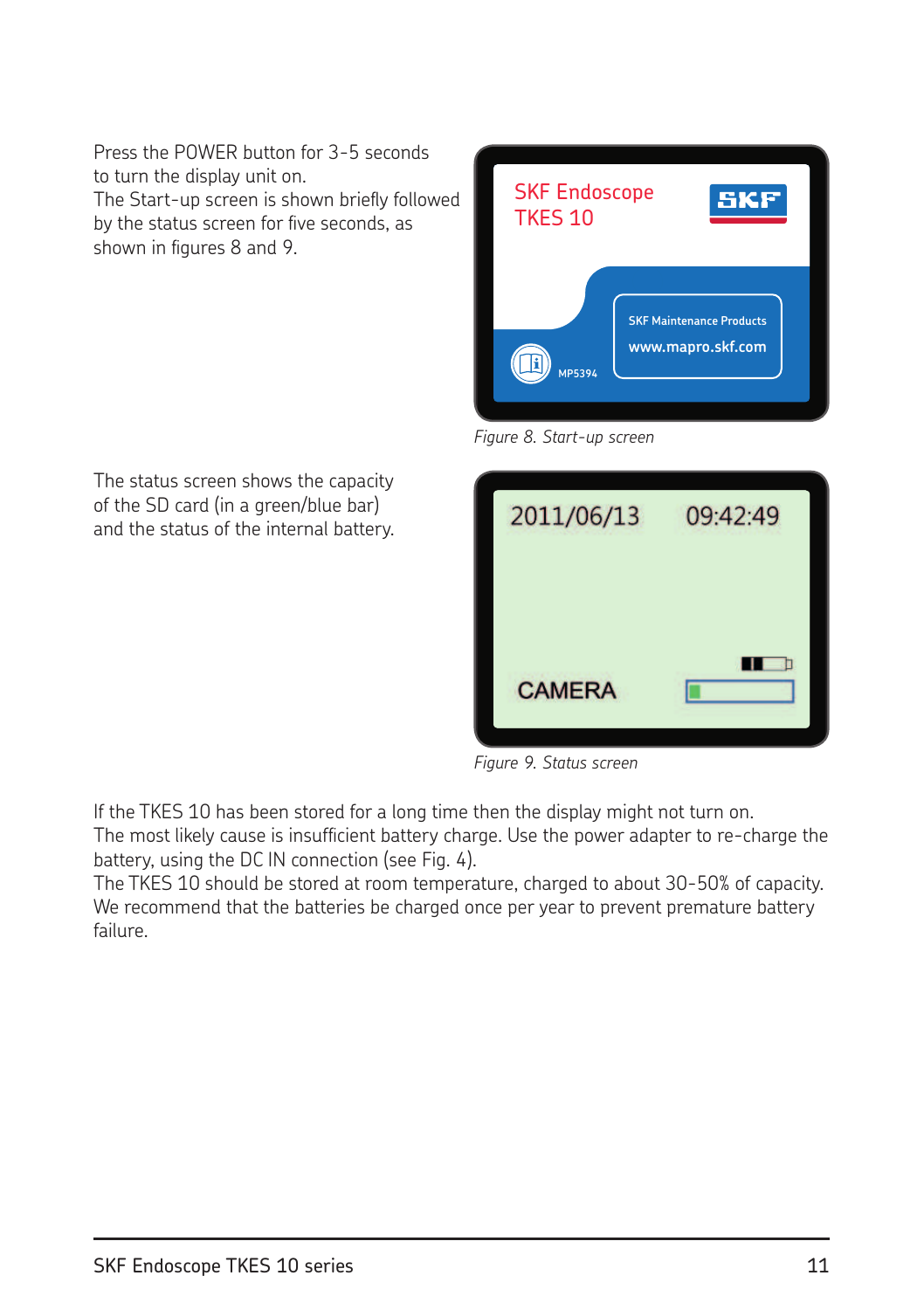Press the POWER button for 3-5 seconds to turn the display unit on.
The Start-up screen is shown briefly followed by the status screen for five seconds, as shown in figures 8 and 9.

*Figure 8. Start-up screen*

The status screen shows the capacity of the SD card (in a green/blue bar) and the status of the internal battery.

*Figure 9. Status screen*

If the TKES 10 has been stored for a long time then the display might not turn on.
The most likely cause is insufficient battery charge. Use the power adapter to re-charge the battery, using the DC IN connection (see Fig. 4).
The TKES 10 should be stored at room temperature, charged to about 30-50% of capacity.
We recommend that the batteries be charged once per year to prevent premature battery failure.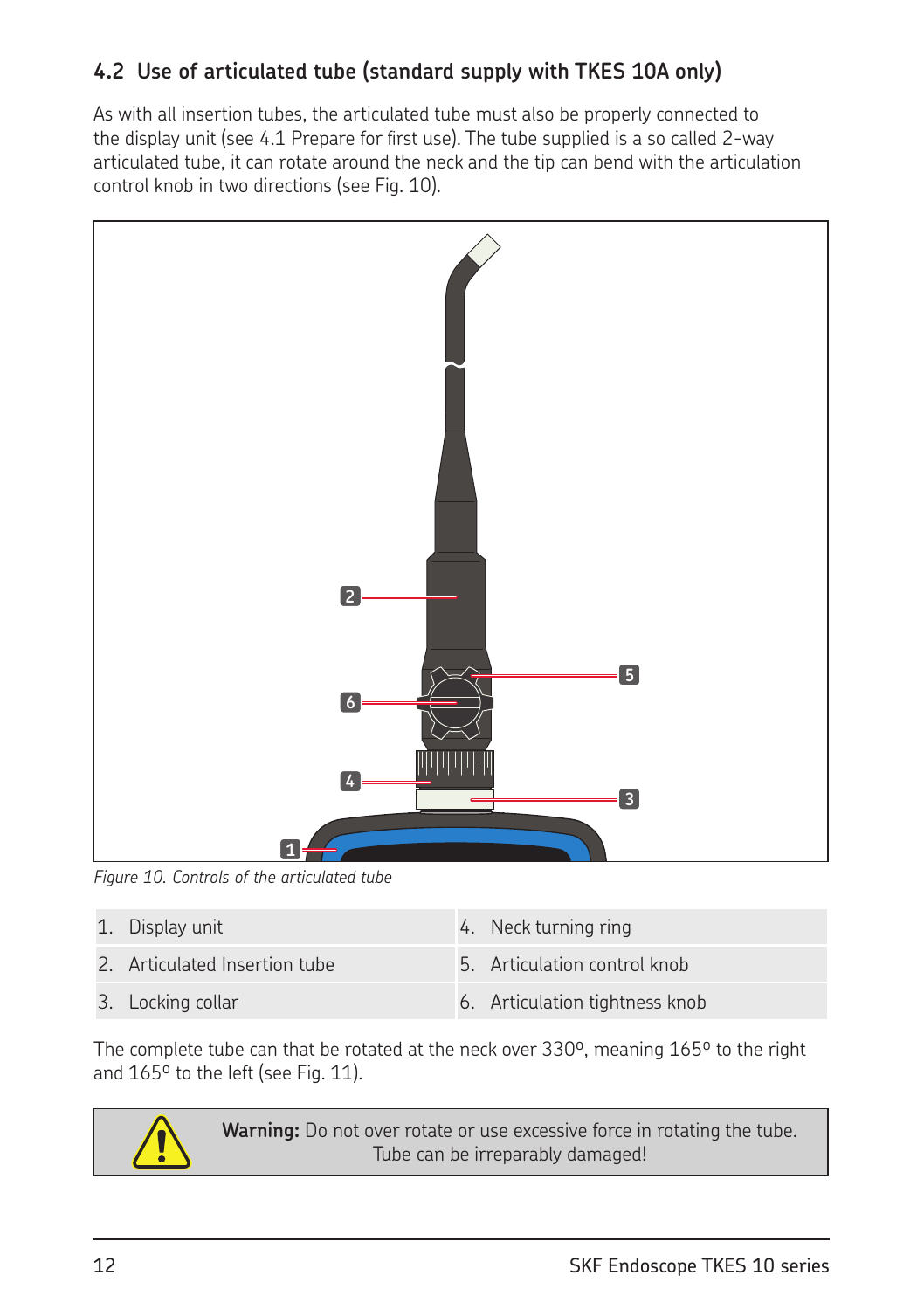## 4.2 Use of articulated tube (standard supply with TKES 10A only)

As with all insertion tubes, the articulated tube must also be properly connected to the display unit (see 4.1 Prepare for first use). The tube supplied is a so called 2-way articulated tube, it can rotate around the neck and the tip can bend with the articulation control knob in two directions (see Fig. 10).

*Figure 10. Controls of the articulated tube*

| | |
|---|---|
| 1. Display unit | 4. Neck turning ring |
| 2. Articulated Insertion tube | 5. Articulation control knob |
| 3. Locking collar | 6. Articulation tightness knob |

The complete tube can that be rotated at the neck over 330º, meaning 165º to the right and 165º to the left (see Fig. 11).

**Warning:** Do not over rotate or use excessive force in rotating the tube. Tube can be irreparably damaged!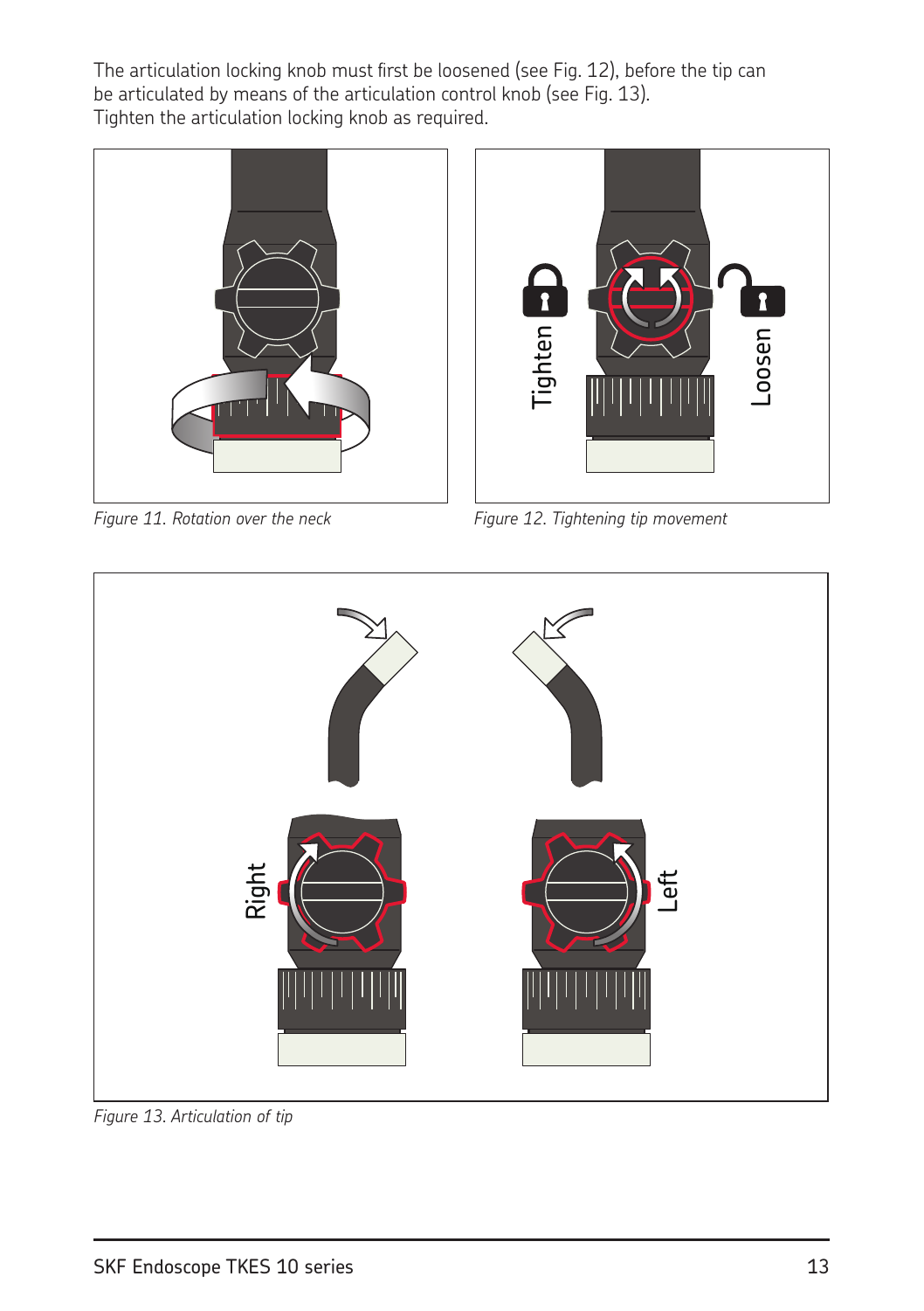The articulation locking knob must first be loosened (see Fig. 12), before the tip can be articulated by means of the articulation control knob (see Fig. 13).
Tighten the articulation locking knob as required.

*Figure 11. Rotation over the neck*

*Figure 12. Tightening tip movement*

*Figure 13. Articulation of tip*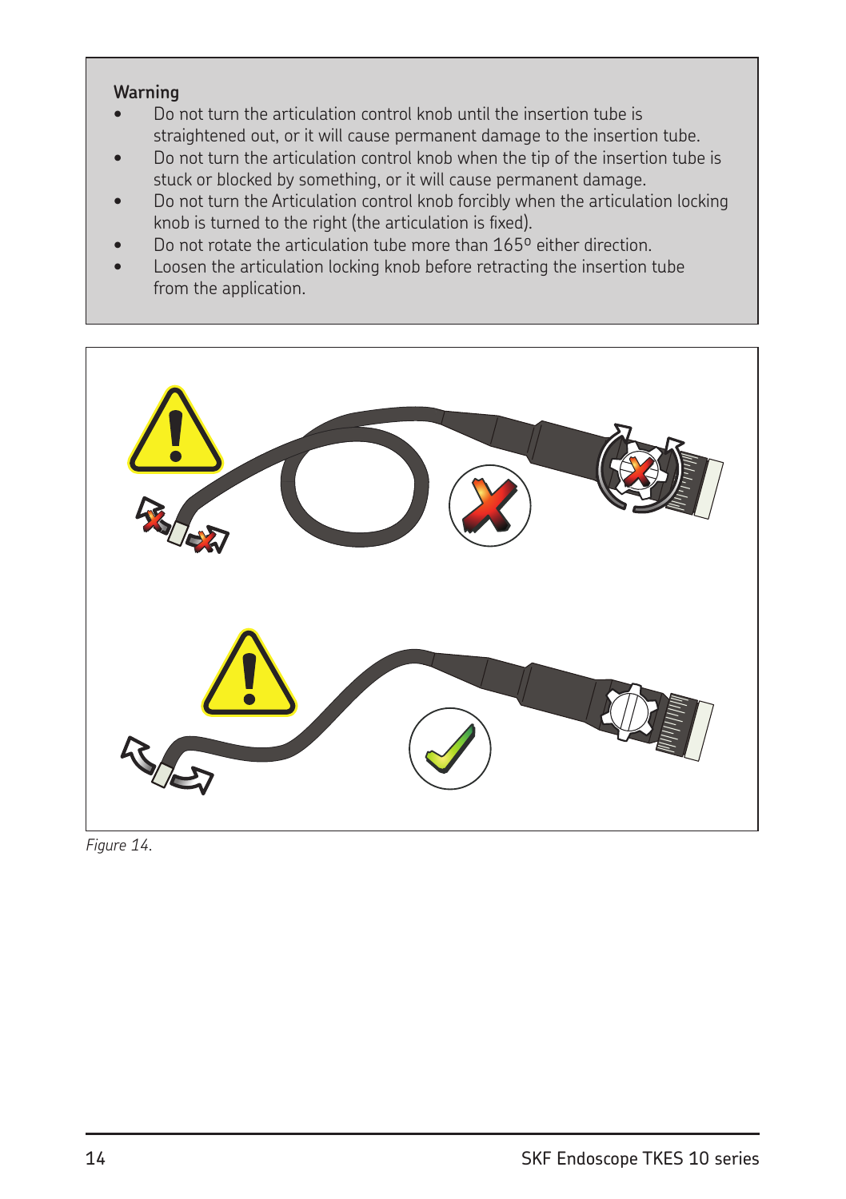**Warning**

- Do not turn the articulation control knob until the insertion tube is straightened out, or it will cause permanent damage to the insertion tube.
- Do not turn the articulation control knob when the tip of the insertion tube is stuck or blocked by something, or it will cause permanent damage.
- Do not turn the Articulation control knob forcibly when the articulation locking knob is turned to the right (the articulation is fixed).
- Do not rotate the articulation tube more than 165º either direction.
- Loosen the articulation locking knob before retracting the insertion tube from the application.

*Figure 14.*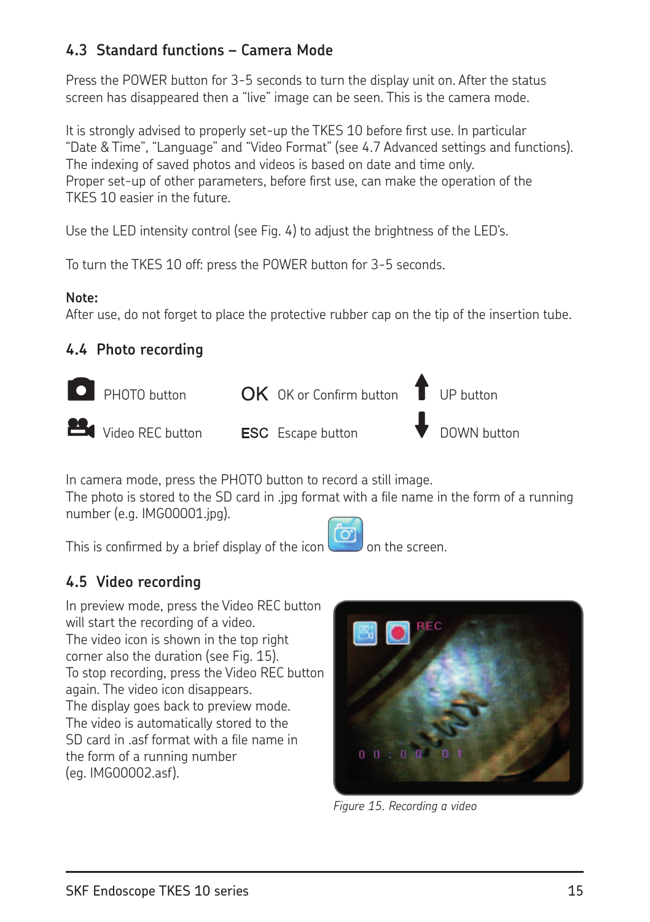## 4.3 Standard functions – Camera Mode

Press the POWER button for 3-5 seconds to turn the display unit on. After the status screen has disappeared then a "live" image can be seen. This is the camera mode.

It is strongly advised to properly set-up the TKES 10 before first use. In particular "Date & Time", "Language" and "Video Format" (see 4.7 Advanced settings and functions). The indexing of saved photos and videos is based on date and time only.
Proper set-up of other parameters, before first use, can make the operation of the TKES 10 easier in the future.

Use the LED intensity control (see Fig. 4) to adjust the brightness of the LED's.

To turn the TKES 10 off: press the POWER button for 3-5 seconds.

**Note:**
After use, do not forget to place the protective rubber cap on the tip of the insertion tube.

## 4.4 Photo recording

| | | |
|---|---|---|
| PHOTO button | OK OK or Confirm button | UP button |
| Video REC button | ESC Escape button | DOWN button |

In camera mode, press the PHOTO button to record a still image.
The photo is stored to the SD card in .jpg format with a file name in the form of a running number (e.g. IMG00001.jpg).

This is confirmed by a brief display of the icon on the screen.

## 4.5 Video recording

In preview mode, press the Video REC button will start the recording of a video.
The video icon is shown in the top right corner also the duration (see Fig. 15).
To stop recording, press the Video REC button again. The video icon disappears.
The display goes back to preview mode.
The video is automatically stored to the SD card in .asf format with a file name in the form of a running number (eg. IMG00002.asf).

*Figure 15. Recording a video*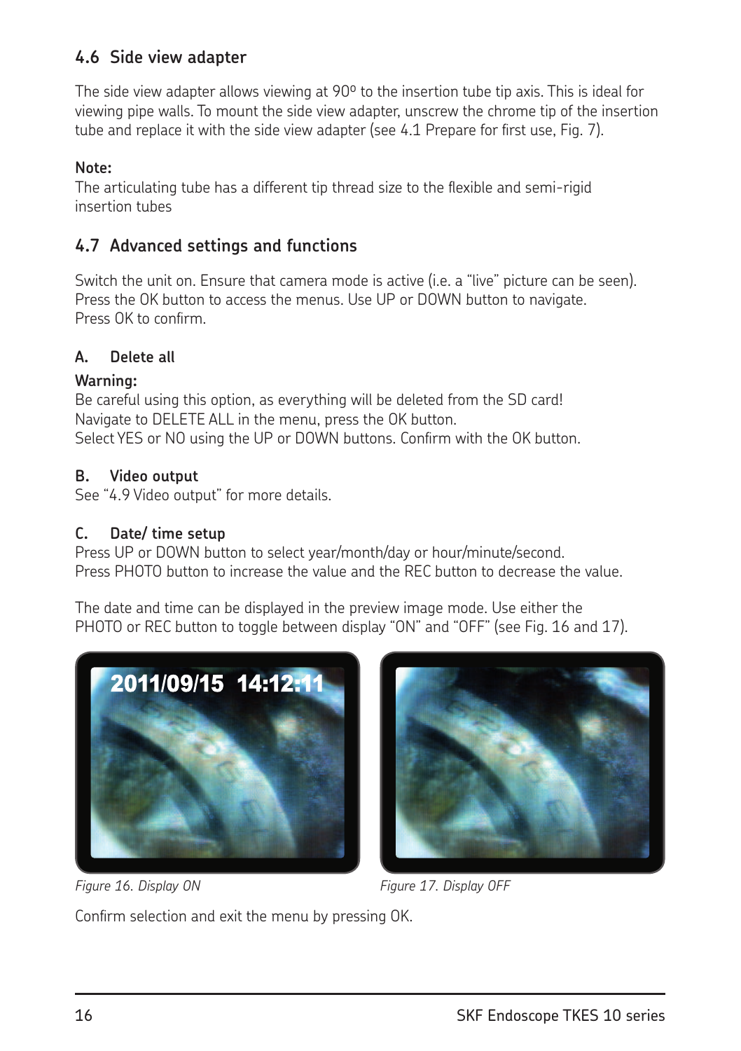## 4.6 Side view adapter

The side view adapter allows viewing at 90º to the insertion tube tip axis. This is ideal for viewing pipe walls. To mount the side view adapter, unscrew the chrome tip of the insertion tube and replace it with the side view adapter (see 4.1 Prepare for first use, Fig. 7).

**Note:**
The articulating tube has a different tip thread size to the flexible and semi-rigid insertion tubes

## 4.7 Advanced settings and functions

Switch the unit on. Ensure that camera mode is active (i.e. a "live" picture can be seen). Press the OK button to access the menus. Use UP or DOWN button to navigate. Press OK to confirm.

### A. Delete all

**Warning:**
Be careful using this option, as everything will be deleted from the SD card!
Navigate to DELETE ALL in the menu, press the OK button.
Select YES or NO using the UP or DOWN buttons. Confirm with the OK button.

### B. Video output

See "4.9 Video output" for more details.

### C. Date/ time setup

Press UP or DOWN button to select year/month/day or hour/minute/second.
Press PHOTO button to increase the value and the REC button to decrease the value.

The date and time can be displayed in the preview image mode. Use either the PHOTO or REC button to toggle between display "ON" and "OFF" (see Fig. 16 and 17).

*Figure 16. Display ON*

*Figure 17. Display OFF*

Confirm selection and exit the menu by pressing OK.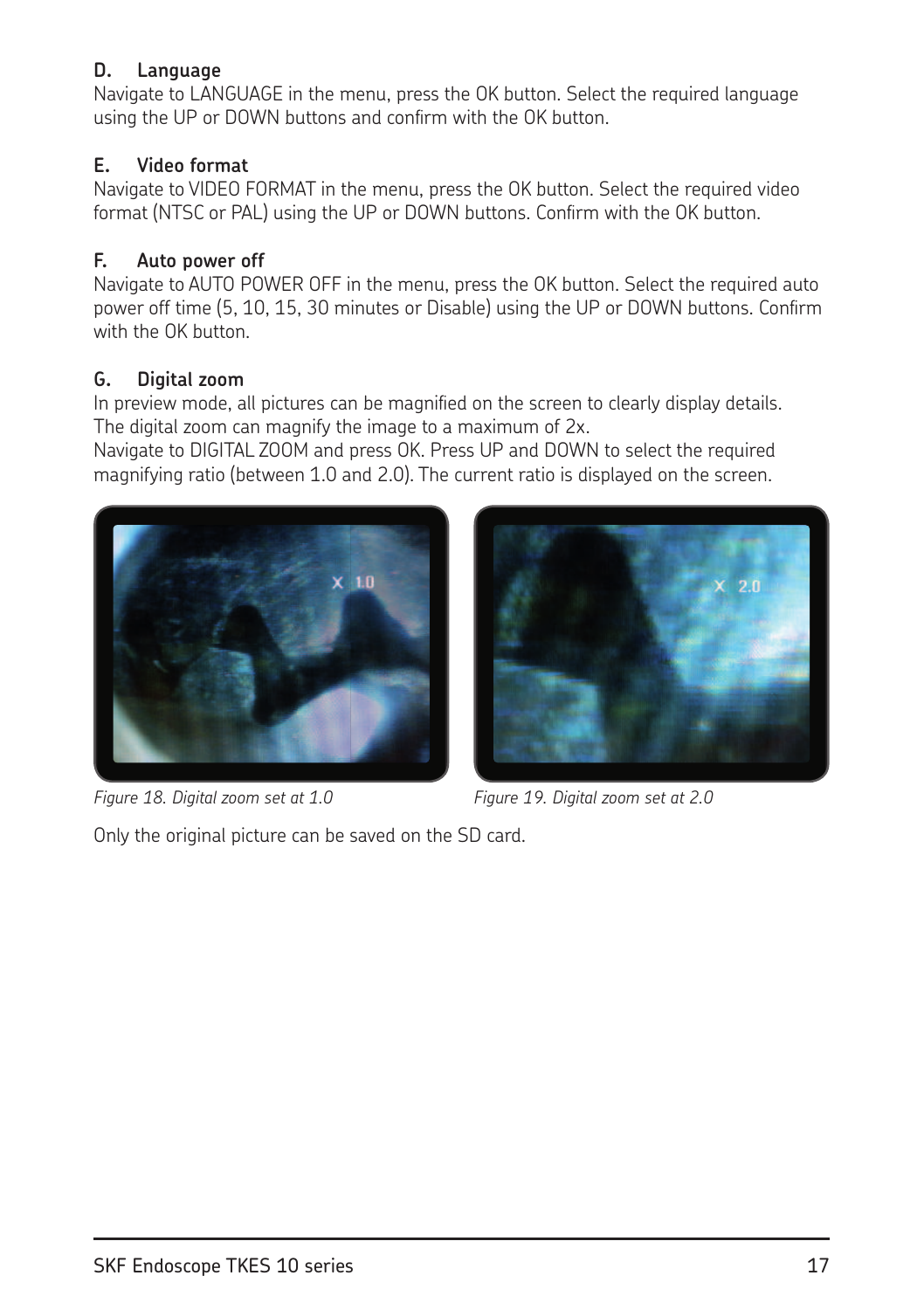### D. Language

Navigate to LANGUAGE in the menu, press the OK button. Select the required language using the UP or DOWN buttons and confirm with the OK button.

### E. Video format

Navigate to VIDEO FORMAT in the menu, press the OK button. Select the required video format (NTSC or PAL) using the UP or DOWN buttons. Confirm with the OK button.

### F. Auto power off

Navigate to AUTO POWER OFF in the menu, press the OK button. Select the required auto power off time (5, 10, 15, 30 minutes or Disable) using the UP or DOWN buttons. Confirm with the OK button.

### G. Digital zoom

In preview mode, all pictures can be magnified on the screen to clearly display details. The digital zoom can magnify the image to a maximum of 2x.
Navigate to DIGITAL ZOOM and press OK. Press UP and DOWN to select the required magnifying ratio (between 1.0 and 2.0). The current ratio is displayed on the screen.

*Figure 18. Digital zoom set at 1.0*

*Figure 19. Digital zoom set at 2.0*

Only the original picture can be saved on the SD card.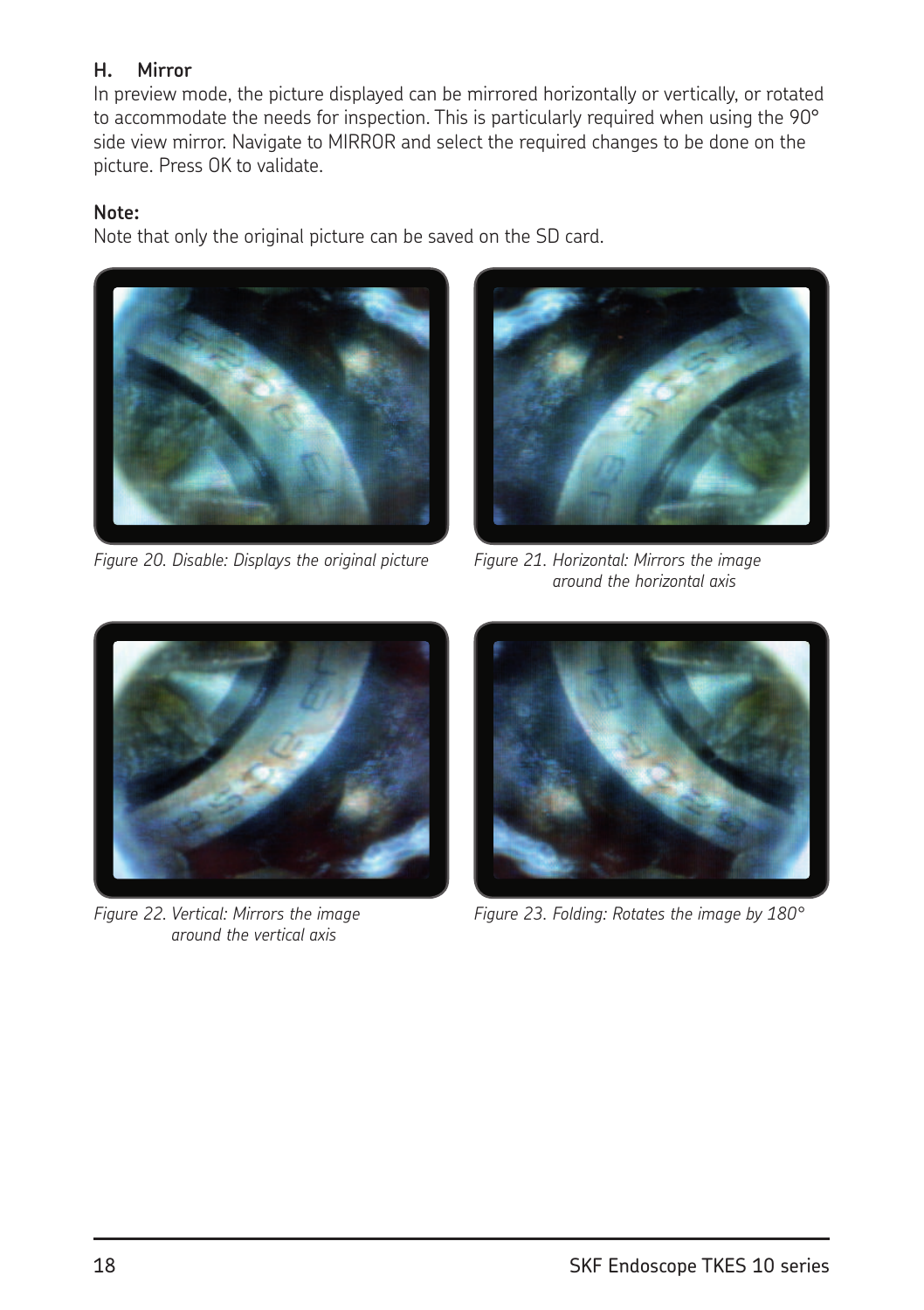### H. Mirror

In preview mode, the picture displayed can be mirrored horizontally or vertically, or rotated to accommodate the needs for inspection. This is particularly required when using the 90° side view mirror. Navigate to MIRROR and select the required changes to be done on the picture. Press OK to validate.

**Note:**

Note that only the original picture can be saved on the SD card.

*Figure 20. Disable: Displays the original picture*

*Figure 21. Horizontal: Mirrors the image around the horizontal axis*

*Figure 22. Vertical: Mirrors the image around the vertical axis*

*Figure 23. Folding: Rotates the image by 180°*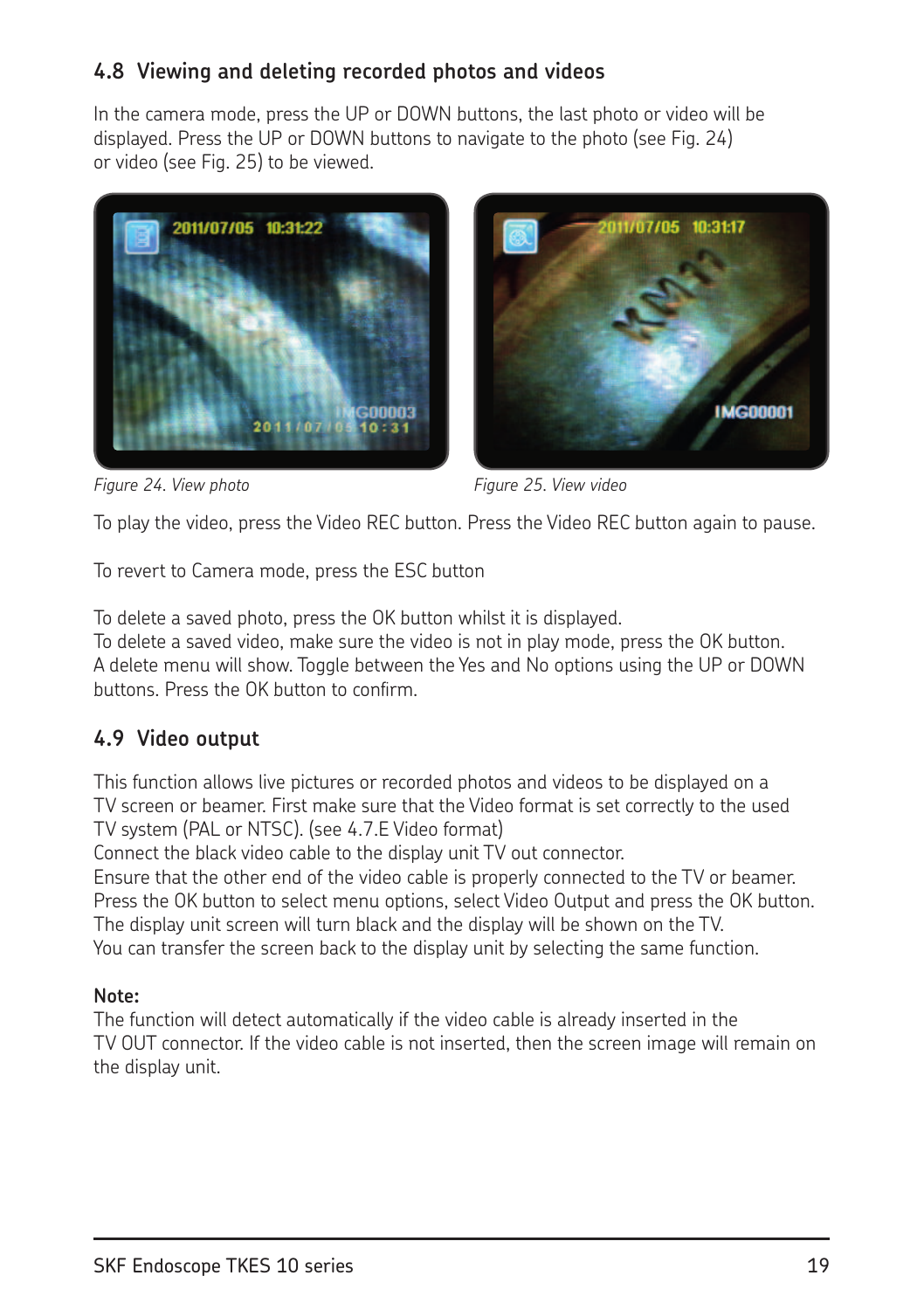## 4.8 Viewing and deleting recorded photos and videos

In the camera mode, press the UP or DOWN buttons, the last photo or video will be displayed. Press the UP or DOWN buttons to navigate to the photo (see Fig. 24) or video (see Fig. 25) to be viewed.

*Figure 24. View photo*

*Figure 25. View video*

To play the video, press the Video REC button. Press the Video REC button again to pause.

To revert to Camera mode, press the ESC button

To delete a saved photo, press the OK button whilst it is displayed.
To delete a saved video, make sure the video is not in play mode, press the OK button.
A delete menu will show. Toggle between the Yes and No options using the UP or DOWN buttons. Press the OK button to confirm.

## 4.9 Video output

This function allows live pictures or recorded photos and videos to be displayed on a TV screen or beamer. First make sure that the Video format is set correctly to the used TV system (PAL or NTSC). (see 4.7.E Video format)
Connect the black video cable to the display unit TV out connector.
Ensure that the other end of the video cable is properly connected to the TV or beamer.
Press the OK button to select menu options, select Video Output and press the OK button.
The display unit screen will turn black and the display will be shown on the TV.
You can transfer the screen back to the display unit by selecting the same function.

**Note:**
The function will detect automatically if the video cable is already inserted in the TV OUT connector. If the video cable is not inserted, then the screen image will remain on the display unit.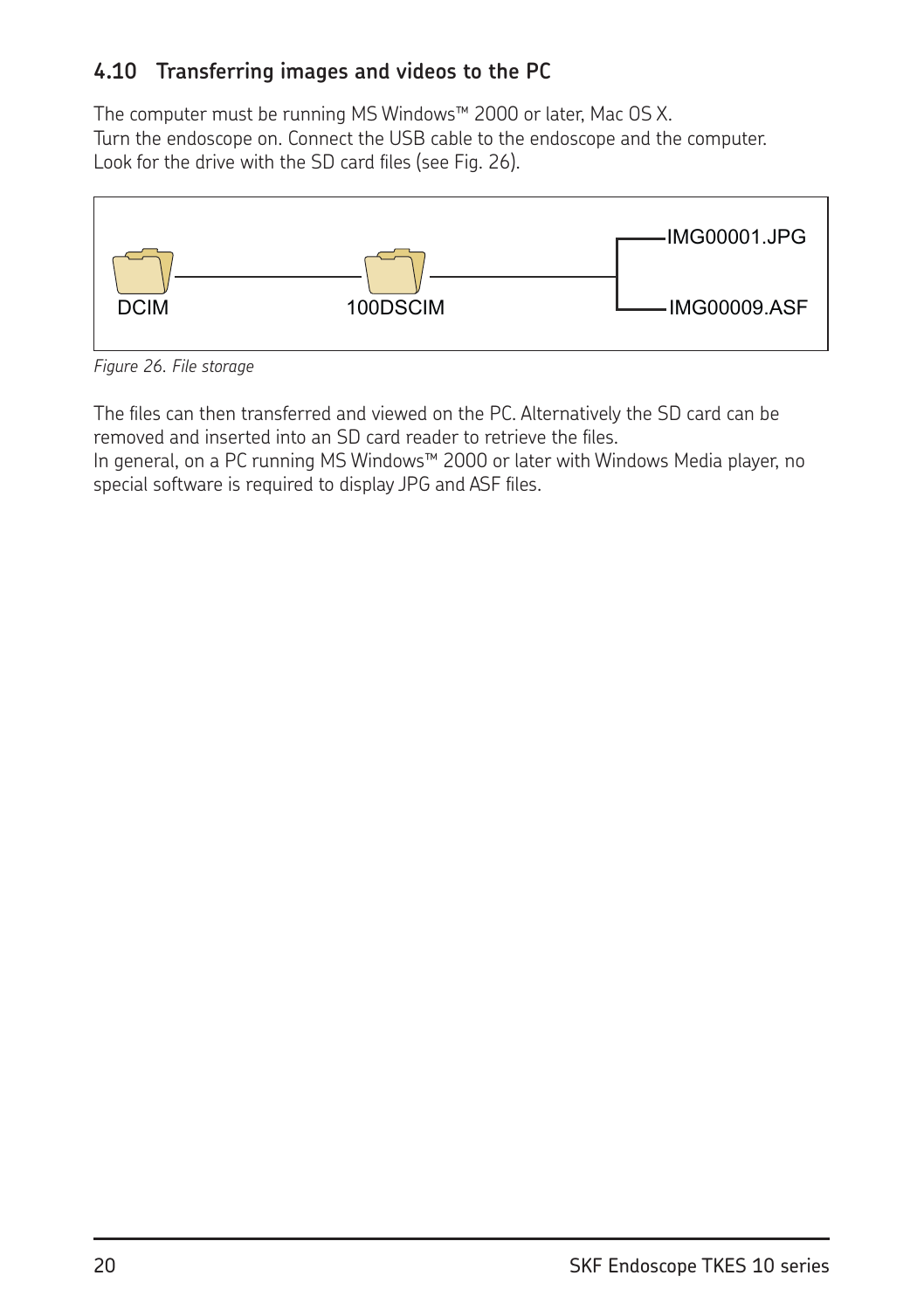## 4.10 Transferring images and videos to the PC

The computer must be running MS Windows™ 2000 or later, Mac OS X.
Turn the endoscope on. Connect the USB cable to the endoscope and the computer.
Look for the drive with the SD card files (see Fig. 26).

DCIM — 100DSCIM — IMG00001.JPG, IMG00009.ASF

*Figure 26. File storage*

The files can then transferred and viewed on the PC. Alternatively the SD card can be removed and inserted into an SD card reader to retrieve the files.
In general, on a PC running MS Windows™ 2000 or later with Windows Media player, no special software is required to display JPG and ASF files.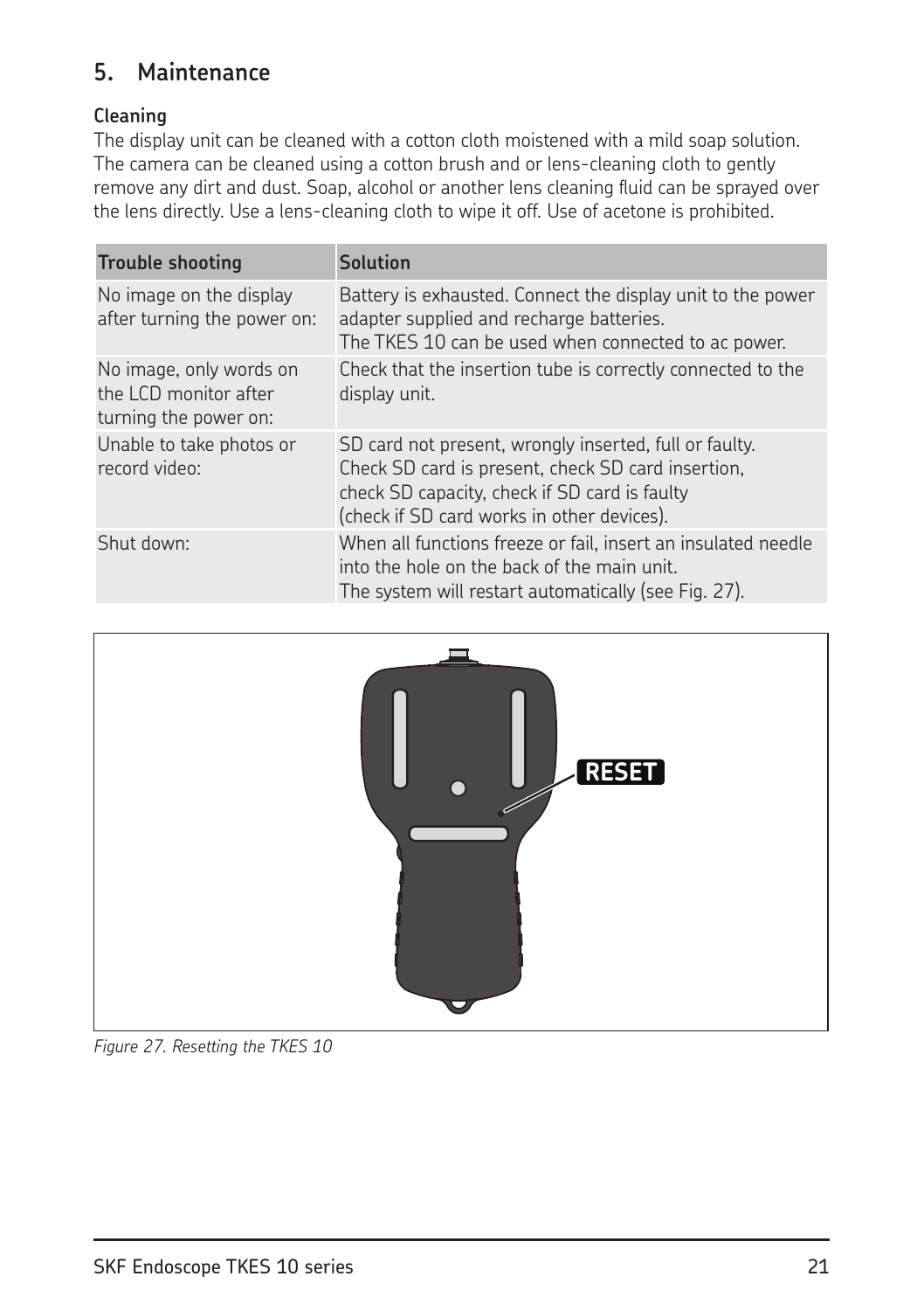## 5. Maintenance

**Cleaning**

The display unit can be cleaned with a cotton cloth moistened with a mild soap solution. The camera can be cleaned using a cotton brush and or lens-cleaning cloth to gently remove any dirt and dust. Soap, alcohol or another lens cleaning fluid can be sprayed over the lens directly. Use a lens-cleaning cloth to wipe it off. Use of acetone is prohibited.

| Trouble shooting | Solution |
| --- | --- |
| No image on the display after turning the power on: | Battery is exhausted. Connect the display unit to the power adapter supplied and recharge batteries. The TKES 10 can be used when connected to ac power. |
| No image, only words on the LCD monitor after turning the power on: | Check that the insertion tube is correctly connected to the display unit. |
| Unable to take photos or record video: | SD card not present, wrongly inserted, full or faulty. Check SD card is present, check SD card insertion, check SD capacity, check if SD card is faulty (check if SD card works in other devices). |
| Shut down: | When all functions freeze or fail, insert an insulated needle into the hole on the back of the main unit. The system will restart automatically (see Fig. 27). |

*Figure 27. Resetting the TKES 10*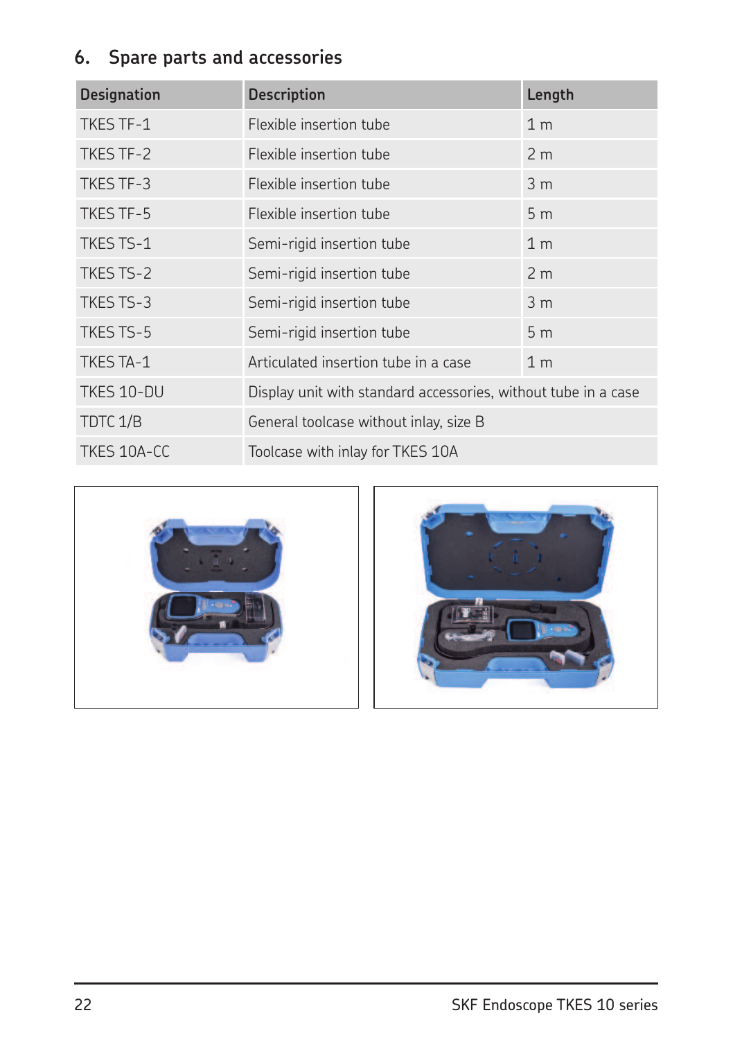## 6. Spare parts and accessories

| Designation | Description | Length |
| --- | --- | --- |
| TKES TF-1 | Flexible insertion tube | 1 m |
| TKES TF-2 | Flexible insertion tube | 2 m |
| TKES TF-3 | Flexible insertion tube | 3 m |
| TKES TF-5 | Flexible insertion tube | 5 m |
| TKES TS-1 | Semi-rigid insertion tube | 1 m |
| TKES TS-2 | Semi-rigid insertion tube | 2 m |
| TKES TS-3 | Semi-rigid insertion tube | 3 m |
| TKES TS-5 | Semi-rigid insertion tube | 5 m |
| TKES TA-1 | Articulated insertion tube in a case | 1 m |
| TKES 10-DU | Display unit with standard accessories, without tube in a case | |
| TDTC 1/B | General toolcase without inlay, size B | |
| TKES 10A-CC | Toolcase with inlay for TKES 10A | |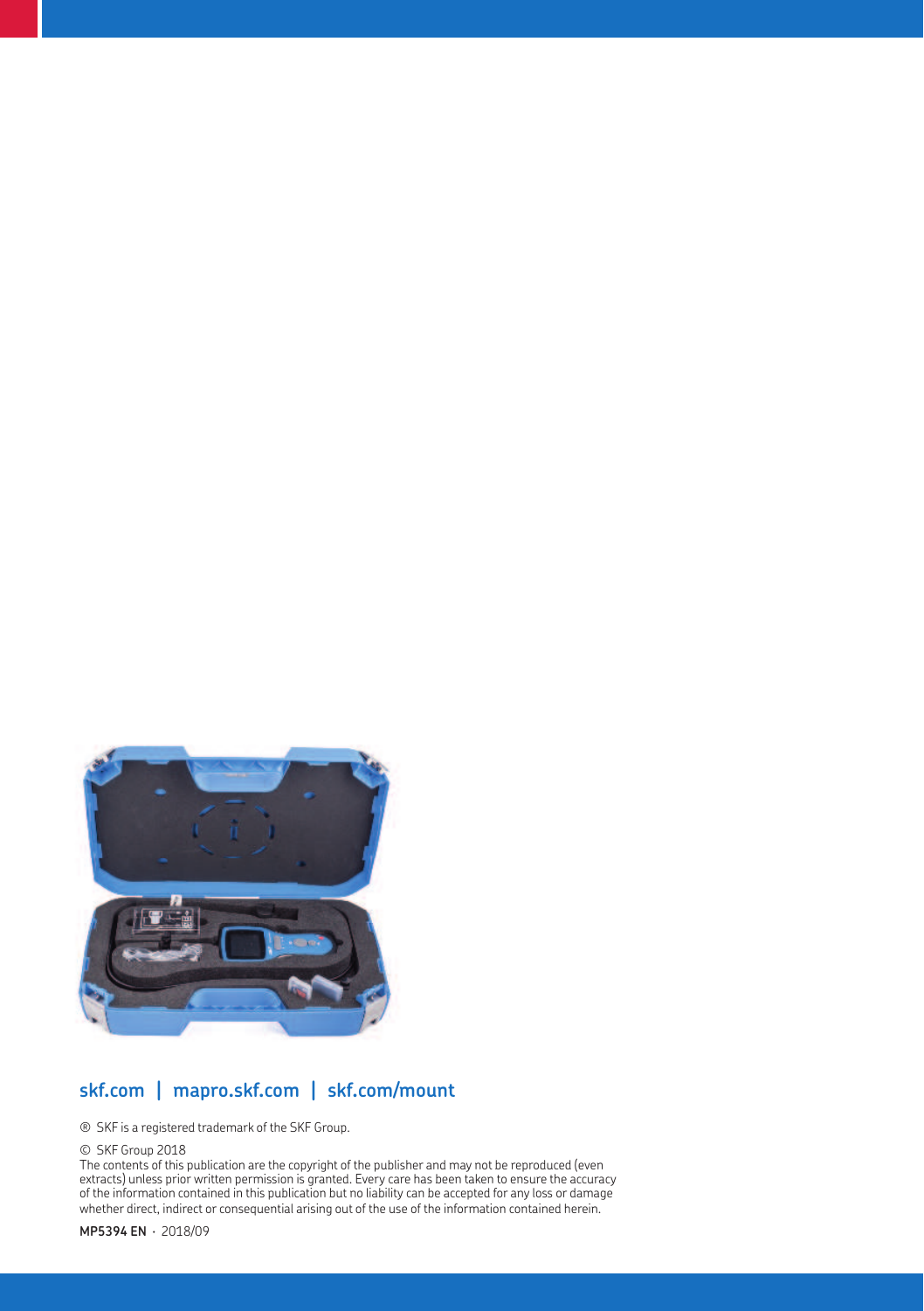**skf.com | mapro.skf.com | skf.com/mount**

® SKF is a registered trademark of the SKF Group.

© SKF Group 2018
The contents of this publication are the copyright of the publisher and may not be reproduced (even extracts) unless prior written permission is granted. Every care has been taken to ensure the accuracy of the information contained in this publication but no liability can be accepted for any loss or damage whether direct, indirect or consequential arising out of the use of the information contained herein.

**MP5394 EN** · 2018/09